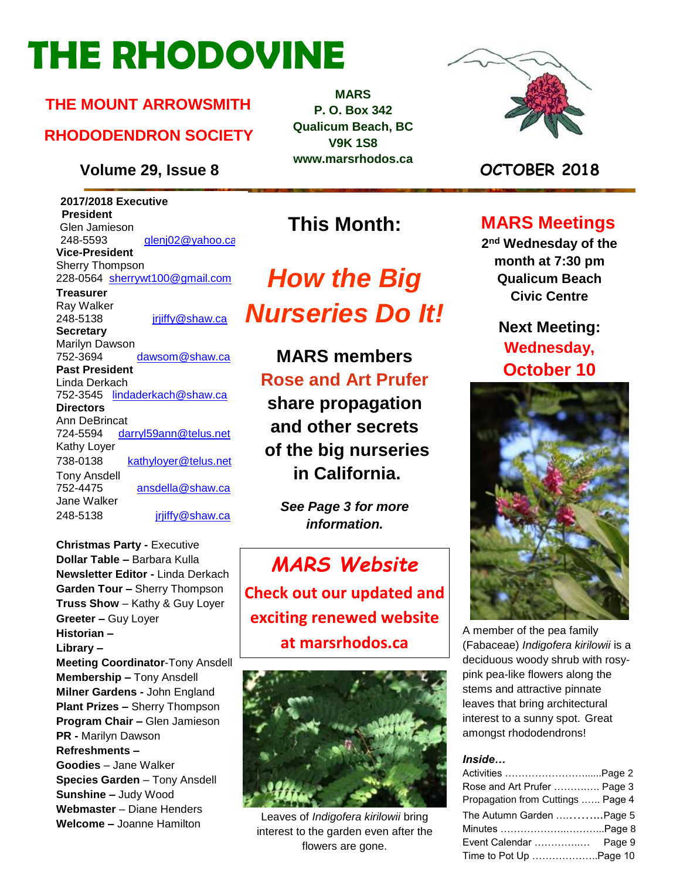# THE RHODOVINE

## THE MOUNT ARROWSMITH RHODODENDRON SOCIETY

**MARS**
**P. O. Box 342**
**Qualicum Beach, BC**
**V9K 1S8**
**www.marsrhodos.ca**

**Volume 29, Issue 8** — **OCTOBER 2018**

**2017/2018 Executive**

**President**
Glen Jamieson
248-5593 glenj02@yahoo.ca

**Vice-President**
Sherry Thompson
228-0564 sherrywt100@gmail.com

**Treasurer**
Ray Walker
248-5138 jrjiffy@shaw.ca

**Secretary**
Marilyn Dawson
752-3694 dawsom@shaw.ca

**Past President**
Linda Derkach
752-3545 lindaderkach@shaw.ca

**Directors**
Ann DeBrincat
724-5594 darryl59ann@telus.net
Kathy Loyer
738-0138 kathyloyer@telus.net
Tony Ansdell
752-4475 ansdella@shaw.ca
Jane Walker
248-5138 jrjiffy@shaw.ca

**Christmas Party -** Executive
**Dollar Table –** Barbara Kulla
**Newsletter Editor -** Linda Derkach
**Garden Tour –** Sherry Thompson
**Truss Show** – Kathy & Guy Loyer
**Greeter –** Guy Loyer
**Historian –**
**Library –**
**Meeting Coordinator**-Tony Ansdell
**Membership –** Tony Ansdell
**Milner Gardens –** John England
**Plant Prizes –** Sherry Thompson
**Program Chair –** Glen Jamieson
**PR -** Marilyn Dawson
**Refreshments –**
**Goodies** – Jane Walker
**Species Garden** – Tony Ansdell
**Sunshine –** Judy Wood
**Webmaster** – Diane Henders
**Welcome –** Joanne Hamilton

## This Month:

## *How the Big Nurseries Do It!*

**MARS members Rose and Art Prufer share propagation and other secrets of the big nurseries in California.**

***See Page 3 for more information.***

## *MARS Website*

**Check out our updated and exciting renewed website at marsrhodos.ca**

Leaves of *Indigofera kirilowii* bring interest to the garden even after the flowers are gone.

## MARS Meetings

**2nd Wednesday of the month at 7:30 pm**
**Qualicum Beach Civic Centre**

**Next Meeting:**
**Wednesday, October 10**

A member of the pea family (Fabaceae) *Indigofera kirilowii* is a deciduous woody shrub with rosy-pink pea-like flowers along the stems and attractive pinnate leaves that bring architectural interest to a sunny spot. Great amongst rhododendrons!

***Inside…***

| | |
|---|---|
| Activities | Page 2 |
| Rose and Art Prufer | Page 3 |
| Propagation from Cuttings | Page 4 |
| The Autumn Garden | Page 5 |
| Minutes | Page 8 |
| Event Calendar | Page 9 |
| Time to Pot Up | Page 10 |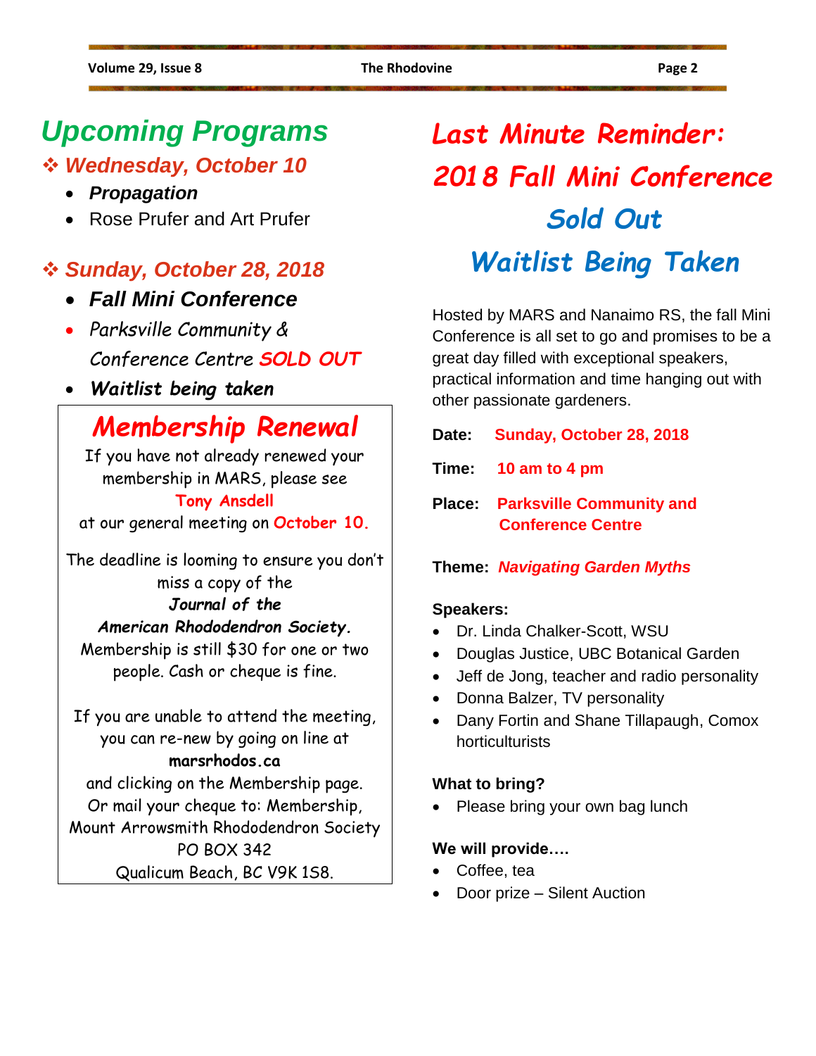# Upcoming Programs

## ❖ *Wednesday, October 10*

- ***Propagation***
- Rose Prufer and Art Prufer

## ❖ *Sunday, October 28, 2018*

- ***Fall Mini Conference***
- *Parksville Community & Conference Centre* ***SOLD OUT***
- ***Waitlist being taken***

## *Membership Renewal*

If you have not already renewed your membership in MARS, please see **Tony Ansdell** at our general meeting on **October 10.**

The deadline is looming to ensure you don't miss a copy of the ***Journal of the American Rhododendron Society.*** Membership is still $30 for one or two people. Cash or cheque is fine.

If you are unable to attend the meeting, you can re-new by going on line at **marsrhodos.ca** and clicking on the Membership page. Or mail your cheque to: Membership, Mount Arrowsmith Rhododendron Society PO BOX 342 Qualicum Beach, BC V9K 1S8.

# *Last Minute Reminder: 2018 Fall Mini Conference*

## *Sold Out*

## *Waitlist Being Taken*

Hosted by MARS and Nanaimo RS, the fall Mini Conference is all set to go and promises to be a great day filled with exceptional speakers, practical information and time hanging out with other passionate gardeners.

**Date:** **Sunday, October 28, 2018**

**Time:** **10 am to 4 pm**

**Place:** **Parksville Community and Conference Centre**

**Theme:** ***Navigating Garden Myths***

**Speakers:**

- Dr. Linda Chalker-Scott, WSU
- Douglas Justice, UBC Botanical Garden
- Jeff de Jong, teacher and radio personality
- Donna Balzer, TV personality
- Dany Fortin and Shane Tillapaugh, Comox horticulturists

**What to bring?**

- Please bring your own bag lunch

**We will provide….**

- Coffee, tea
- Door prize – Silent Auction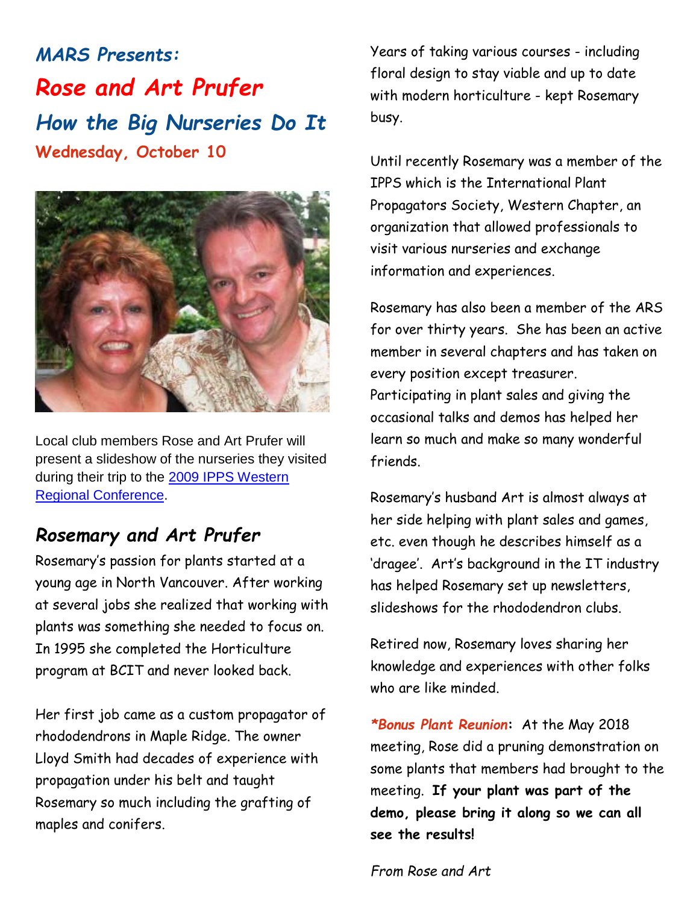*MARS Presents:*

# *Rose and Art Prufer*

## *How the Big Nurseries Do It*

**Wednesday, October 10**

Local club members Rose and Art Prufer will present a slideshow of the nurseries they visited during their trip to the [2009 IPPS Western Regional Conference](#).

## *Rosemary and Art Prufer*

Rosemary's passion for plants started at a young age in North Vancouver. After working at several jobs she realized that working with plants was something she needed to focus on. In 1995 she completed the Horticulture program at BCIT and never looked back.

Her first job came as a custom propagator of rhododendrons in Maple Ridge. The owner Lloyd Smith had decades of experience with propagation under his belt and taught Rosemary so much including the grafting of maples and conifers.

Years of taking various courses - including floral design to stay viable and up to date with modern horticulture - kept Rosemary busy.

Until recently Rosemary was a member of the IPPS which is the International Plant Propagators Society, Western Chapter, an organization that allowed professionals to visit various nurseries and exchange information and experiences.

Rosemary has also been a member of the ARS for over thirty years. She has been an active member in several chapters and has taken on every position except treasurer. Participating in plant sales and giving the occasional talks and demos has helped her learn so much and make so many wonderful friends.

Rosemary's husband Art is almost always at her side helping with plant sales and games, etc. even though he describes himself as a 'dragee'. Art's background in the IT industry has helped Rosemary set up newsletters, slideshows for the rhododendron clubs.

Retired now, Rosemary loves sharing her knowledge and experiences with other folks who are like minded.

***Bonus Plant Reunion*: ** At the May 2018 meeting, Rose did a pruning demonstration on some plants that members had brought to the meeting. **If your plant was part of the demo, please bring it along so we can all see the results!**

*From Rose and Art*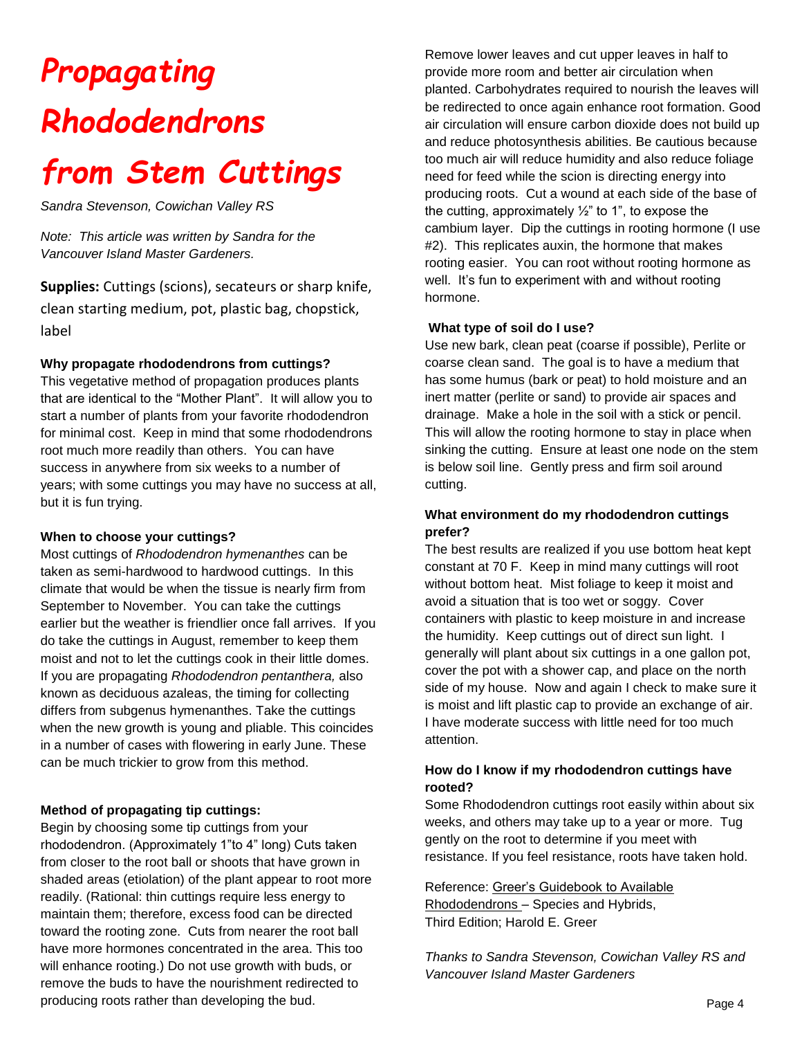# Propagating Rhododendrons from Stem Cuttings

*Sandra Stevenson, Cowichan Valley RS*

*Note: This article was written by Sandra for the Vancouver Island Master Gardeners.*

**Supplies:** Cuttings (scions), secateurs or sharp knife, clean starting medium, pot, plastic bag, chopstick, label

**Why propagate rhododendrons from cuttings?**
This vegetative method of propagation produces plants that are identical to the "Mother Plant". It will allow you to start a number of plants from your favorite rhododendron for minimal cost. Keep in mind that some rhododendrons root much more readily than others. You can have success in anywhere from six weeks to a number of years; with some cuttings you may have no success at all, but it is fun trying.

**When to choose your cuttings?**
Most cuttings of *Rhododendron hymenanthes* can be taken as semi-hardwood to hardwood cuttings. In this climate that would be when the tissue is nearly firm from September to November. You can take the cuttings earlier but the weather is friendlier once fall arrives. If you do take the cuttings in August, remember to keep them moist and not to let the cuttings cook in their little domes. If you are propagating *Rhododendron pentanthera,* also known as deciduous azaleas, the timing for collecting differs from subgenus hymenanthes. Take the cuttings when the new growth is young and pliable. This coincides in a number of cases with flowering in early June. These can be much trickier to grow from this method.

**Method of propagating tip cuttings:**
Begin by choosing some tip cuttings from your rhododendron. (Approximately 1"to 4" long) Cuts taken from closer to the root ball or shoots that have grown in shaded areas (etiolation) of the plant appear to root more readily. (Rational: thin cuttings require less energy to maintain them; therefore, excess food can be directed toward the rooting zone. Cuts from nearer the root ball have more hormones concentrated in the area. This too will enhance rooting.) Do not use growth with buds, or remove the buds to have the nourishment redirected to producing roots rather than developing the bud.

Remove lower leaves and cut upper leaves in half to provide more room and better air circulation when planted. Carbohydrates required to nourish the leaves will be redirected to once again enhance root formation. Good air circulation will ensure carbon dioxide does not build up and reduce photosynthesis abilities. Be cautious because too much air will reduce humidity and also reduce foliage need for feed while the scion is directing energy into producing roots. Cut a wound at each side of the base of the cutting, approximately ½" to 1", to expose the cambium layer. Dip the cuttings in rooting hormone (I use #2). This replicates auxin, the hormone that makes rooting easier. You can root without rooting hormone as well. It's fun to experiment with and without rooting hormone.

**What type of soil do I use?**
Use new bark, clean peat (coarse if possible), Perlite or coarse clean sand. The goal is to have a medium that has some humus (bark or peat) to hold moisture and an inert matter (perlite or sand) to provide air spaces and drainage. Make a hole in the soil with a stick or pencil. This will allow the rooting hormone to stay in place when sinking the cutting. Ensure at least one node on the stem is below soil line. Gently press and firm soil around cutting.

**What environment do my rhododendron cuttings prefer?**
The best results are realized if you use bottom heat kept constant at 70 F. Keep in mind many cuttings will root without bottom heat. Mist foliage to keep it moist and avoid a situation that is too wet or soggy. Cover containers with plastic to keep moisture in and increase the humidity. Keep cuttings out of direct sun light. I generally will plant about six cuttings in a one gallon pot, cover the pot with a shower cap, and place on the north side of my house. Now and again I check to make sure it is moist and lift plastic cap to provide an exchange of air. I have moderate success with little need for too much attention.

**How do I know if my rhododendron cuttings have rooted?**
Some Rhododendron cuttings root easily within about six weeks, and others may take up to a year or more. Tug gently on the root to determine if you meet with resistance. If you feel resistance, roots have taken hold.

Reference: Greer's Guidebook to Available Rhododendrons – Species and Hybrids, Third Edition; Harold E. Greer

*Thanks to Sandra Stevenson, Cowichan Valley RS and Vancouver Island Master Gardeners*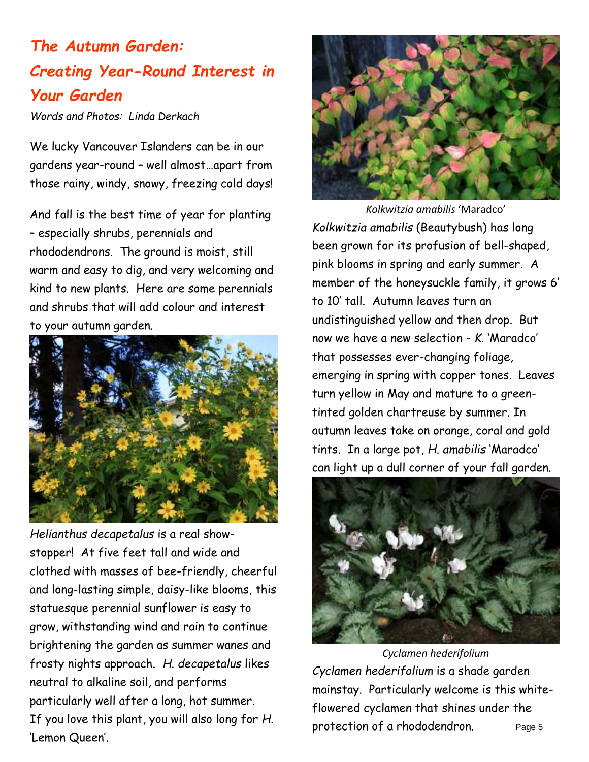# *The Autumn Garden: Creating Year-Round Interest in Your Garden*

*Words and Photos: Linda Derkach*

We lucky Vancouver Islanders can be in our gardens year-round – well almost…apart from those rainy, windy, snowy, freezing cold days!

And fall is the best time of year for planting – especially shrubs, perennials and rhododendrons. The ground is moist, still warm and easy to dig, and very welcoming and kind to new plants. Here are some perennials and shrubs that will add colour and interest to your autumn garden.

*Helianthus decapetalus* is a real show-stopper! At five feet tall and wide and clothed with masses of bee-friendly, cheerful and long-lasting simple, daisy-like blooms, this statuesque perennial sunflower is easy to grow, withstanding wind and rain to continue brightening the garden as summer wanes and frosty nights approach. *H. decapetalus* likes neutral to alkaline soil, and performs particularly well after a long, hot summer. If you love this plant, you will also long for *H.* 'Lemon Queen'.

*Kolkwitzia amabilis* 'Maradco'

*Kolkwitzia amabilis* (Beautybush) has long been grown for its profusion of bell-shaped, pink blooms in spring and early summer. A member of the honeysuckle family, it grows 6' to 10' tall. Autumn leaves turn an undistinguished yellow and then drop. But now we have a new selection - *K.* 'Maradco' that possesses ever-changing foliage, emerging in spring with copper tones. Leaves turn yellow in May and mature to a green-tinted golden chartreuse by summer. In autumn leaves take on orange, coral and gold tints. In a large pot, *H. amabilis* 'Maradco' can light up a dull corner of your fall garden.

*Cyclamen hederifolium*

*Cyclamen hederifolium* is a shade garden mainstay. Particularly welcome is this white-flowered cyclamen that shines under the protection of a rhododendron.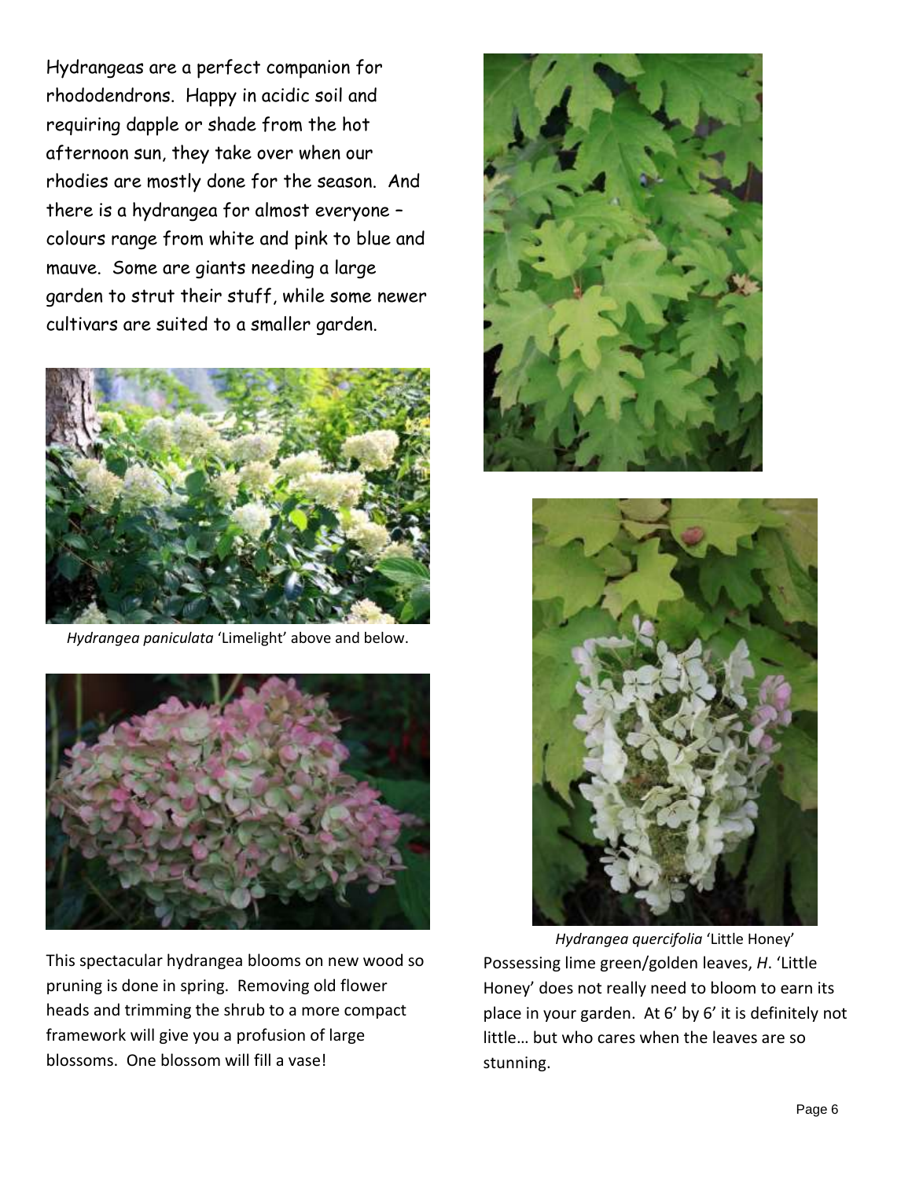Hydrangeas are a perfect companion for rhododendrons. Happy in acidic soil and requiring dapple or shade from the hot afternoon sun, they take over when our rhodies are mostly done for the season. And there is a hydrangea for almost everyone – colours range from white and pink to blue and mauve. Some are giants needing a large garden to strut their stuff, while some newer cultivars are suited to a smaller garden.

*Hydrangea paniculata* 'Limelight' above and below.

This spectacular hydrangea blooms on new wood so pruning is done in spring. Removing old flower heads and trimming the shrub to a more compact framework will give you a profusion of large blossoms. One blossom will fill a vase!

*Hydrangea quercifolia* 'Little Honey'

Possessing lime green/golden leaves, *H*. 'Little Honey' does not really need to bloom to earn its place in your garden. At 6' by 6' it is definitely not little… but who cares when the leaves are so stunning.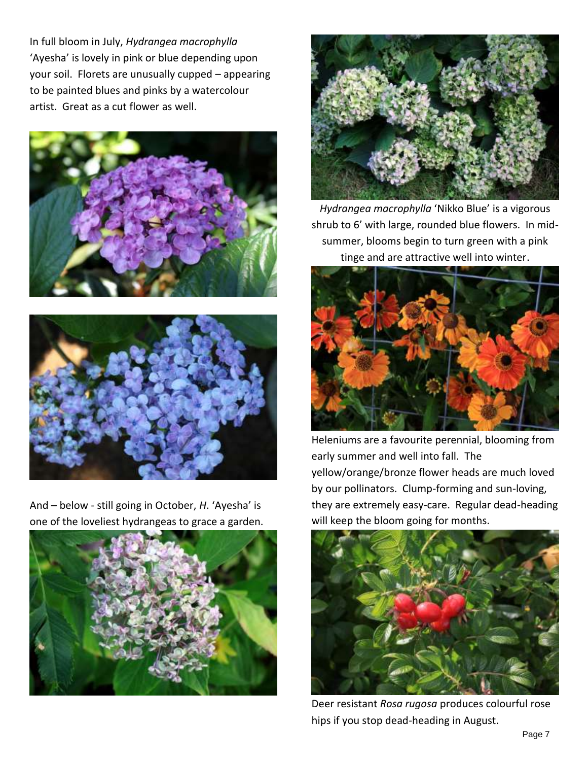In full bloom in July, *Hydrangea macrophylla* 'Ayesha' is lovely in pink or blue depending upon your soil. Florets are unusually cupped – appearing to be painted blues and pinks by a watercolour artist. Great as a cut flower as well.

And – below - still going in October, *H.* 'Ayesha' is one of the loveliest hydrangeas to grace a garden.

*Hydrangea macrophylla* 'Nikko Blue' is a vigorous shrub to 6' with large, rounded blue flowers. In mid-summer, blooms begin to turn green with a pink tinge and are attractive well into winter.

Heleniums are a favourite perennial, blooming from early summer and well into fall. The yellow/orange/bronze flower heads are much loved by our pollinators. Clump-forming and sun-loving, they are extremely easy-care. Regular dead-heading will keep the bloom going for months.

Deer resistant *Rosa rugosa* produces colourful rose hips if you stop dead-heading in August.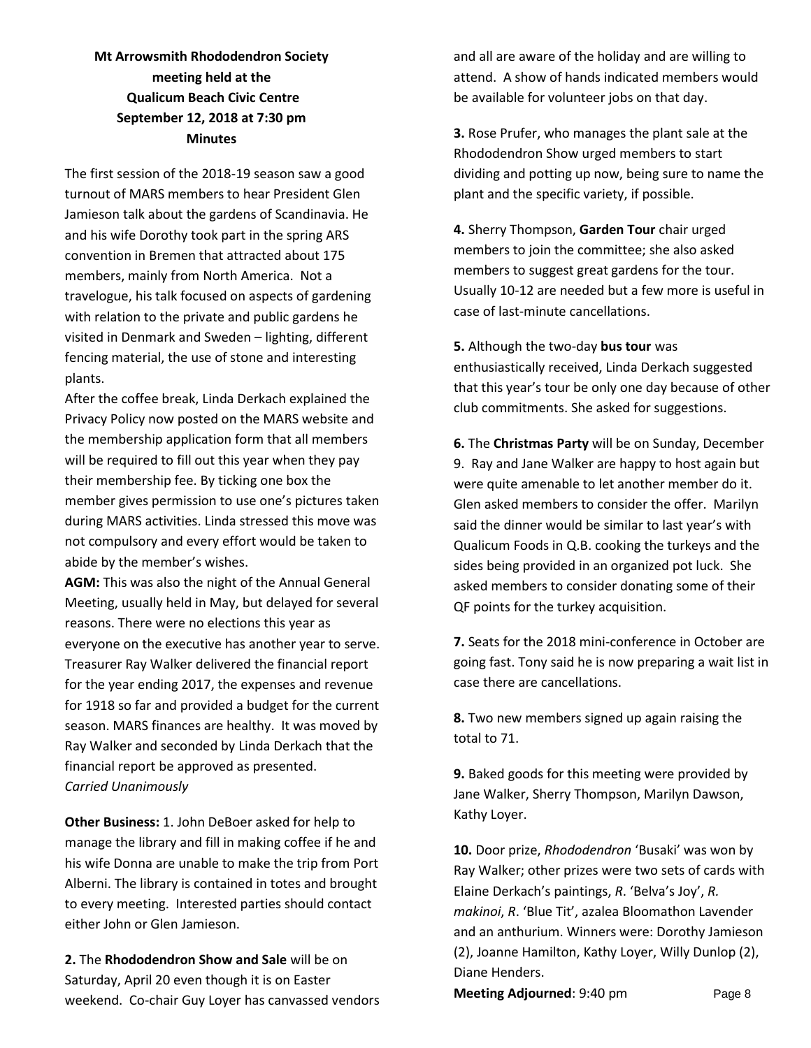**Mt Arrowsmith Rhododendron Society meeting held at the Qualicum Beach Civic Centre September 12, 2018 at 7:30 pm Minutes**

The first session of the 2018-19 season saw a good turnout of MARS members to hear President Glen Jamieson talk about the gardens of Scandinavia. He and his wife Dorothy took part in the spring ARS convention in Bremen that attracted about 175 members, mainly from North America. Not a travelogue, his talk focused on aspects of gardening with relation to the private and public gardens he visited in Denmark and Sweden – lighting, different fencing material, the use of stone and interesting plants.

After the coffee break, Linda Derkach explained the Privacy Policy now posted on the MARS website and the membership application form that all members will be required to fill out this year when they pay their membership fee. By ticking one box the member gives permission to use one's pictures taken during MARS activities. Linda stressed this move was not compulsory and every effort would be taken to abide by the member's wishes.

**AGM:** This was also the night of the Annual General Meeting, usually held in May, but delayed for several reasons. There were no elections this year as everyone on the executive has another year to serve. Treasurer Ray Walker delivered the financial report for the year ending 2017, the expenses and revenue for 1918 so far and provided a budget for the current season. MARS finances are healthy. It was moved by Ray Walker and seconded by Linda Derkach that the financial report be approved as presented.
*Carried Unanimously*

**Other Business:** 1. John DeBoer asked for help to manage the library and fill in making coffee if he and his wife Donna are unable to make the trip from Port Alberni. The library is contained in totes and brought to every meeting. Interested parties should contact either John or Glen Jamieson.

**2.** The **Rhododendron Show and Sale** will be on Saturday, April 20 even though it is on Easter weekend. Co-chair Guy Loyer has canvassed vendors and all are aware of the holiday and are willing to attend. A show of hands indicated members would be available for volunteer jobs on that day.

**3.** Rose Prufer, who manages the plant sale at the Rhododendron Show urged members to start dividing and potting up now, being sure to name the plant and the specific variety, if possible.

**4.** Sherry Thompson, **Garden Tour** chair urged members to join the committee; she also asked members to suggest great gardens for the tour. Usually 10-12 are needed but a few more is useful in case of last-minute cancellations.

**5.** Although the two-day **bus tour** was enthusiastically received, Linda Derkach suggested that this year's tour be only one day because of other club commitments. She asked for suggestions.

**6.** The **Christmas Party** will be on Sunday, December 9. Ray and Jane Walker are happy to host again but were quite amenable to let another member do it. Glen asked members to consider the offer. Marilyn said the dinner would be similar to last year's with Qualicum Foods in Q.B. cooking the turkeys and the sides being provided in an organized pot luck. She asked members to consider donating some of their QF points for the turkey acquisition.

**7.** Seats for the 2018 mini-conference in October are going fast. Tony said he is now preparing a wait list in case there are cancellations.

**8.** Two new members signed up again raising the total to 71.

**9.** Baked goods for this meeting were provided by Jane Walker, Sherry Thompson, Marilyn Dawson, Kathy Loyer.

**10.** Door prize, *Rhododendron* 'Busaki' was won by Ray Walker; other prizes were two sets of cards with Elaine Derkach's paintings, *R*. 'Belva's Joy', *R. makinoi*, *R*. 'Blue Tit', azalea Bloomathon Lavender and an anthurium. Winners were: Dorothy Jamieson (2), Joanne Hamilton, Kathy Loyer, Willy Dunlop (2), Diane Henders.

**Meeting Adjourned**: 9:40 pm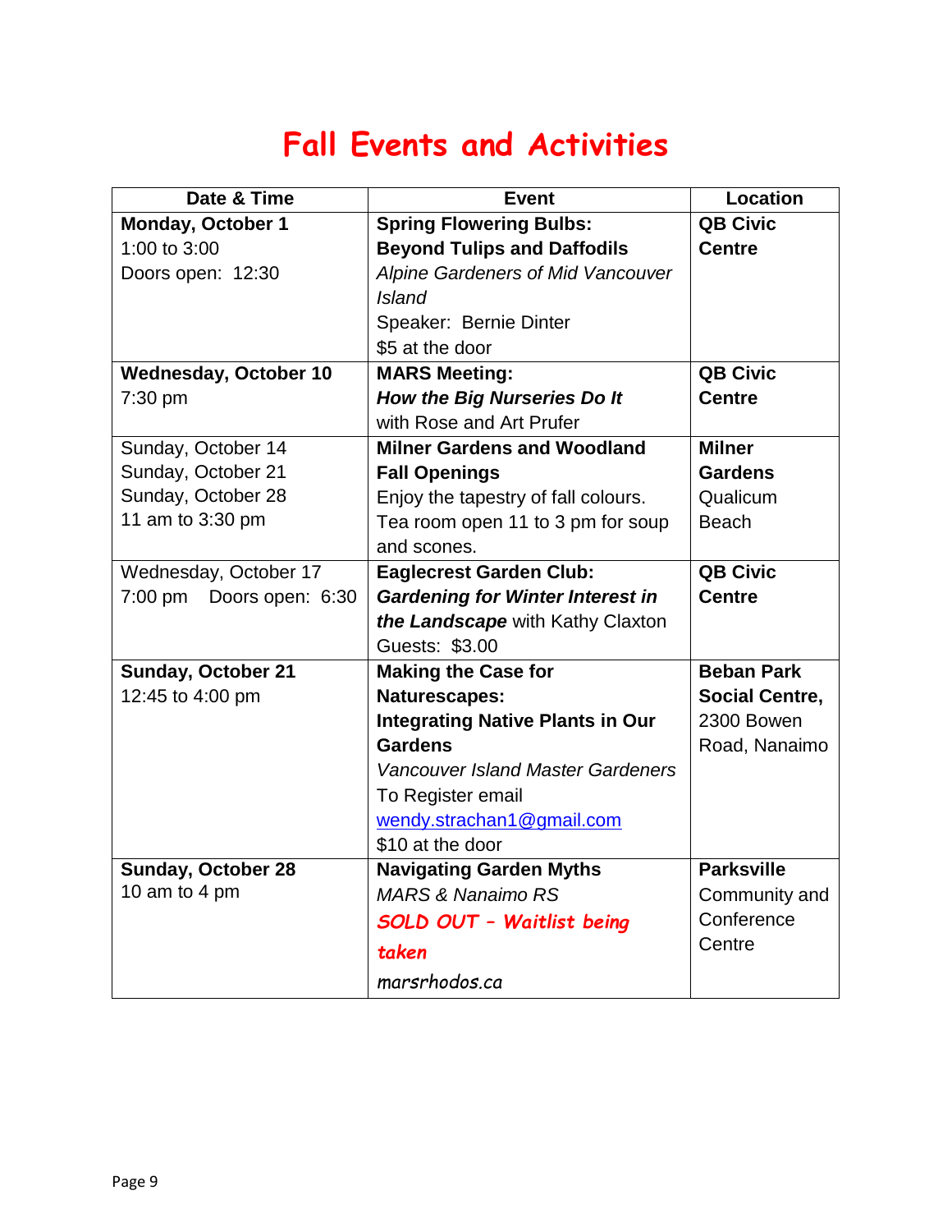# Fall Events and Activities

| Date & Time | Event | Location |
|---|---|---|
| **Monday, October 1**<br>1:00 to 3:00<br>Doors open: 12:30 | **Spring Flowering Bulbs: Beyond Tulips and Daffodils**<br>*Alpine Gardeners of Mid Vancouver Island*<br>Speaker: Bernie Dinter<br>$5 at the door | **QB Civic Centre** |
| **Wednesday, October 10**<br>7:30 pm | **MARS Meeting:**<br>***How the Big Nurseries Do It***<br>with Rose and Art Prufer | **QB Civic Centre** |
| Sunday, October 14<br>Sunday, October 21<br>Sunday, October 28<br>11 am to 3:30 pm | **Milner Gardens and Woodland Fall Openings**<br>Enjoy the tapestry of fall colours.<br>Tea room open 11 to 3 pm for soup and scones. | **Milner Gardens**<br>Qualicum Beach |
| Wednesday, October 17<br>7:00 pm Doors open: 6:30 | **Eaglecrest Garden Club:**<br>***Gardening for Winter Interest in the Landscape*** with Kathy Claxton<br>Guests: $3.00 | **QB Civic Centre** |
| **Sunday, October 21**<br>12:45 to 4:00 pm | **Making the Case for Naturescapes: Integrating Native Plants in Our Gardens**<br>*Vancouver Island Master Gardeners*<br>To Register email wendy.strachan1@gmail.com<br>$10 at the door | **Beban Park Social Centre,**<br>2300 Bowen Road, Nanaimo |
| **Sunday, October 28**<br>10 am to 4 pm | **Navigating Garden Myths**<br>*MARS & Nanaimo RS*<br>***SOLD OUT – Waitlist being taken***<br>*marsrhodos.ca* | **Parksville**<br>Community and Conference Centre |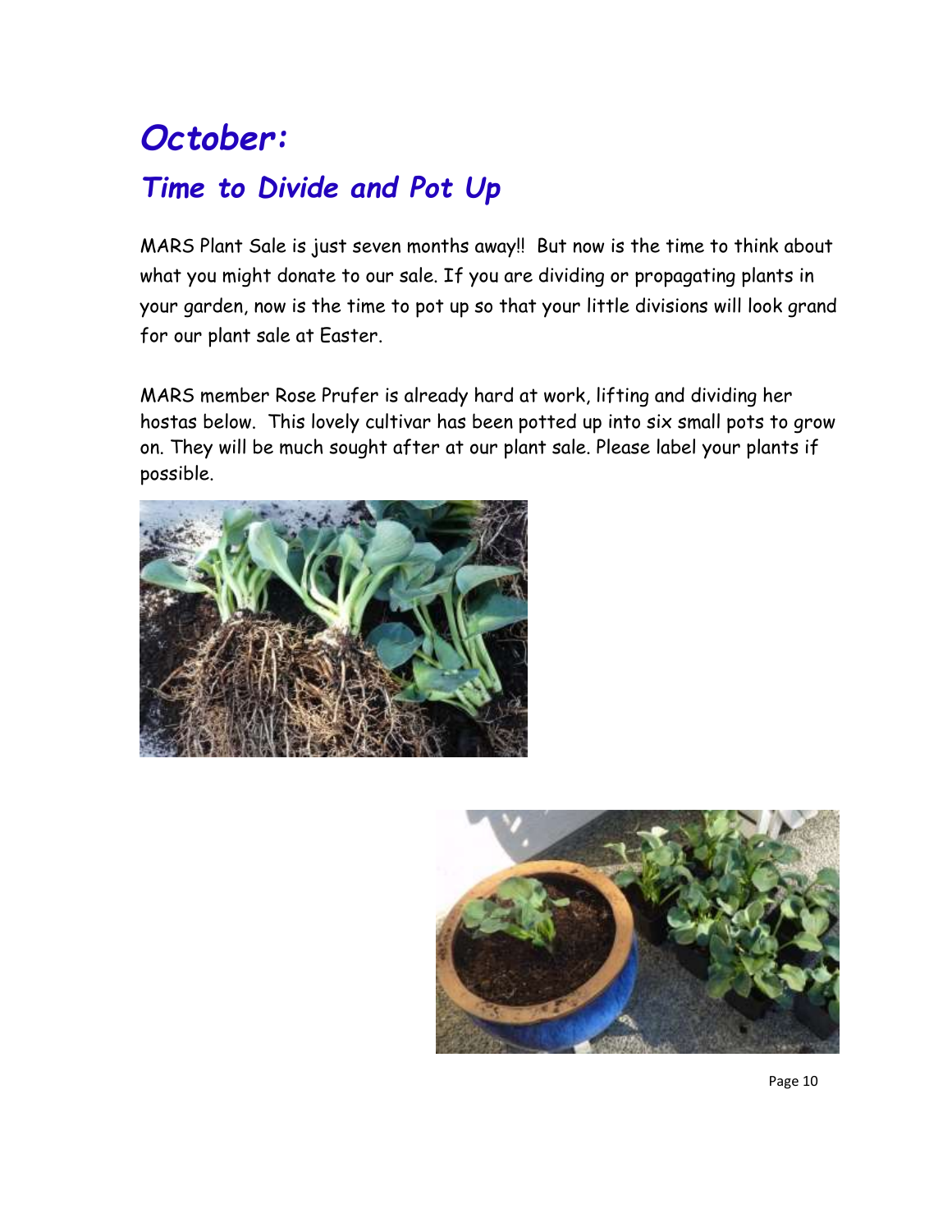# *October:*

## *Time to Divide and Pot Up*

MARS Plant Sale is just seven months away!! But now is the time to think about what you might donate to our sale. If you are dividing or propagating plants in your garden, now is the time to pot up so that your little divisions will look grand for our plant sale at Easter.

MARS member Rose Prufer is already hard at work, lifting and dividing her hostas below. This lovely cultivar has been potted up into six small pots to grow on. They will be much sought after at our plant sale. Please label your plants if possible.